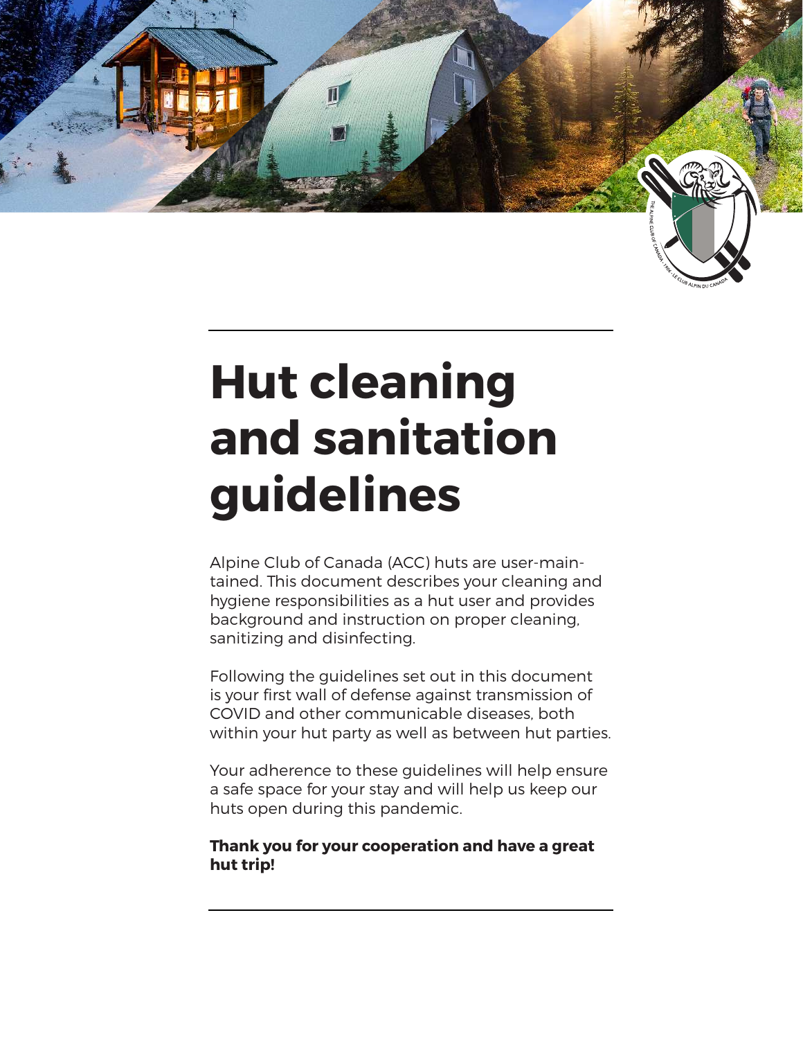# Hut cleaning and sanitation guidelines

Alpine Club of Canada (ACC) huts are user-maintained. This document describes your cleaning and hygiene responsibilities as a hut user and provides background and instruction on proper cleaning, sanitizing and disinfecting.

Following the guidelines set out in this document is your first wall of defense against transmission of COVID and other communicable diseases, both within your hut party as well as between hut parties.

Your adherence to these guidelines will help ensure a safe space for your stay and will help us keep our huts open during this pandemic.

**Thank you for your cooperation and have a great hut trip!**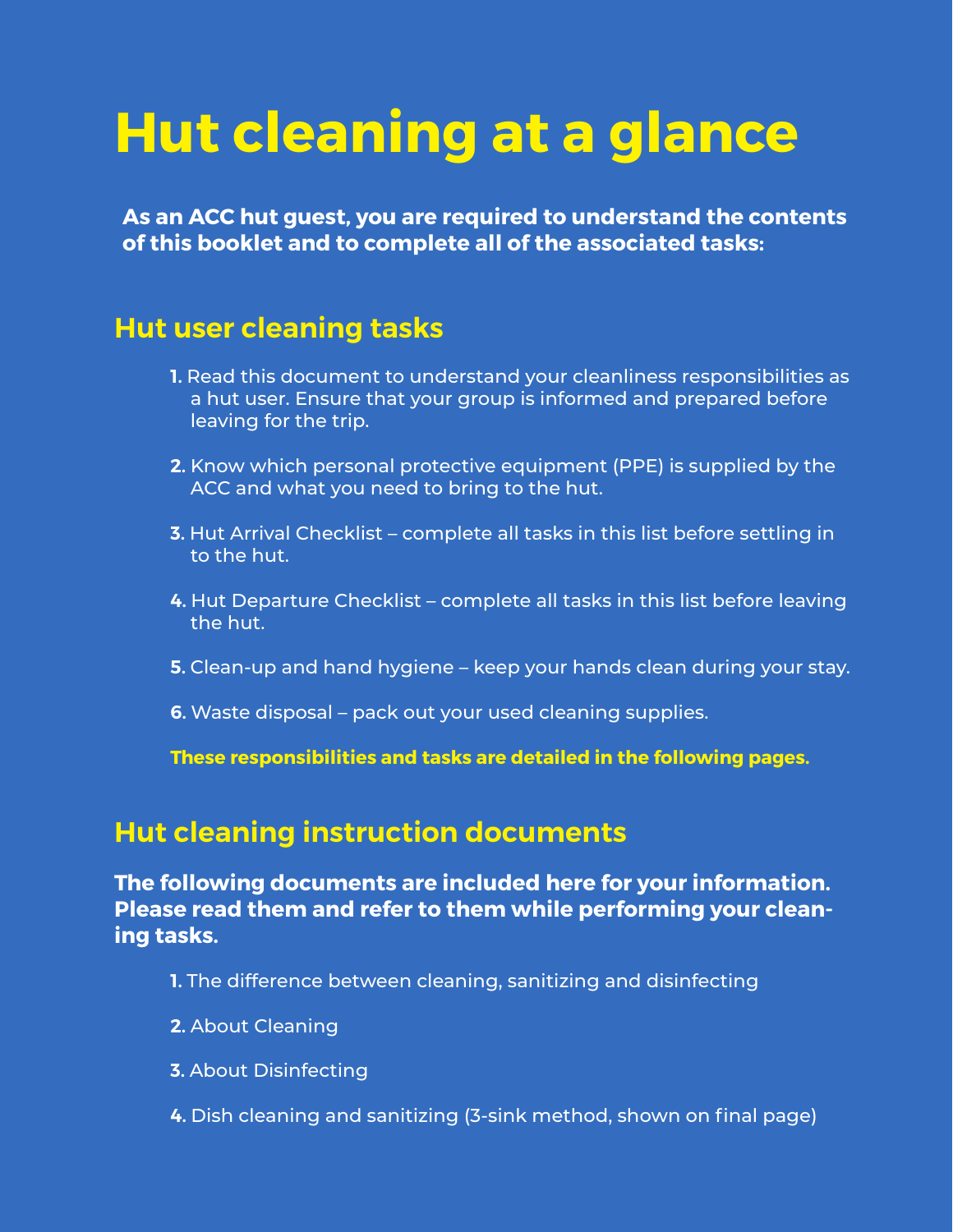# Hut cleaning at a glance

**As an ACC hut guest, you are required to understand the contents of this booklet and to complete all of the associated tasks:**

## Hut user cleaning tasks

1. Read this document to understand your cleanliness responsibilities as a hut user. Ensure that your group is informed and prepared before leaving for the trip.
2. Know which personal protective equipment (PPE) is supplied by the ACC and what you need to bring to the hut.
3. Hut Arrival Checklist – complete all tasks in this list before settling in to the hut.
4. Hut Departure Checklist – complete all tasks in this list before leaving the hut.
5. Clean-up and hand hygiene – keep your hands clean during your stay.
6. Waste disposal – pack out your used cleaning supplies.

**These responsibilities and tasks are detailed in the following pages.**

## Hut cleaning instruction documents

**The following documents are included here for your information. Please read them and refer to them while performing your cleaning tasks.**

1. The difference between cleaning, sanitizing and disinfecting
2. About Cleaning
3. About Disinfecting
4. Dish cleaning and sanitizing (3-sink method, shown on final page)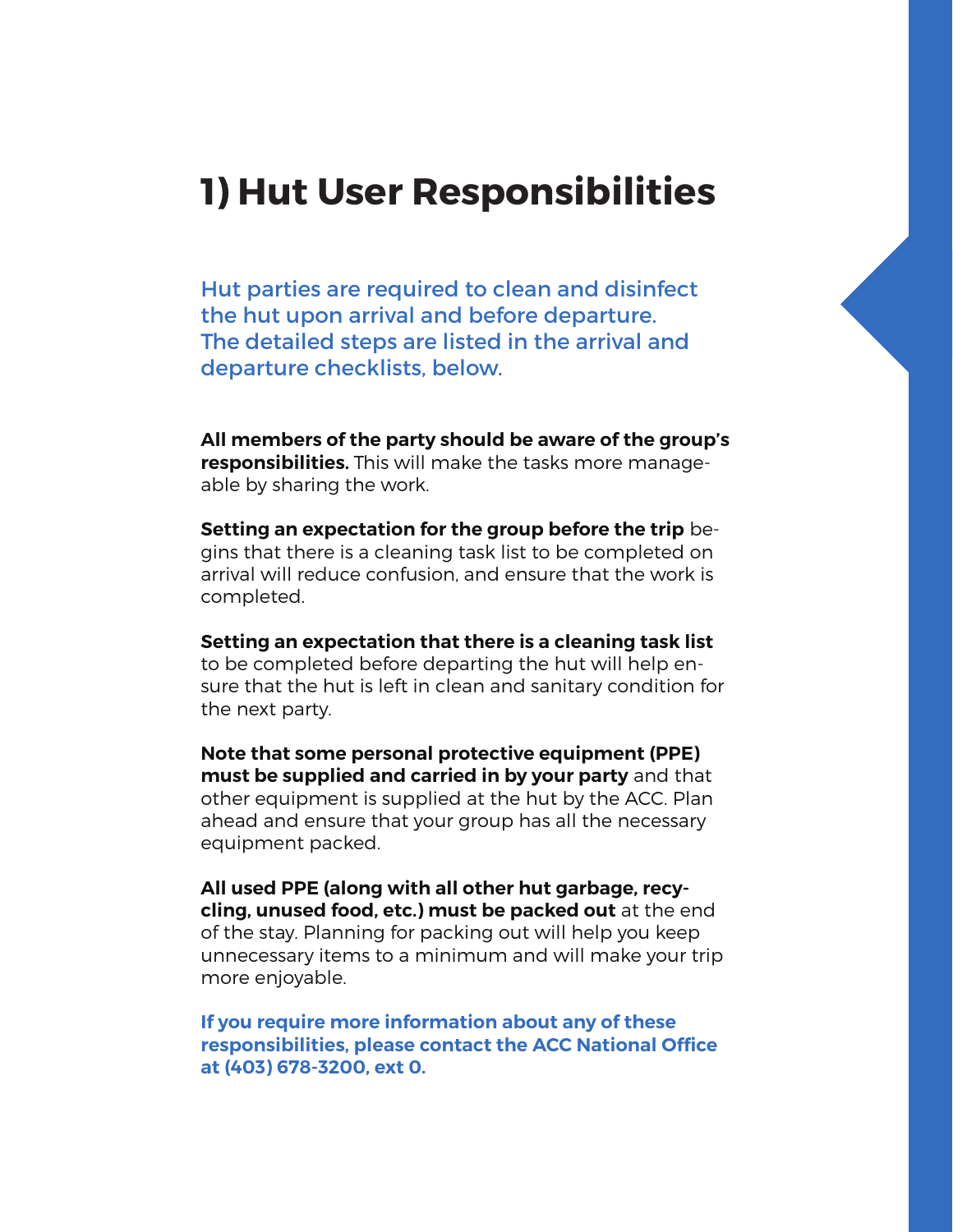# 1) Hut User Responsibilities

Hut parties are required to clean and disinfect the hut upon arrival and before departure. The detailed steps are listed in the arrival and departure checklists, below.

**All members of the party should be aware of the group's responsibilities.** This will make the tasks more manageable by sharing the work.

**Setting an expectation for the group before the trip** begins that there is a cleaning task list to be completed on arrival will reduce confusion, and ensure that the work is completed.

**Setting an expectation that there is a cleaning task list** to be completed before departing the hut will help ensure that the hut is left in clean and sanitary condition for the next party.

**Note that some personal protective equipment (PPE) must be supplied and carried in by your party** and that other equipment is supplied at the hut by the ACC. Plan ahead and ensure that your group has all the necessary equipment packed.

**All used PPE (along with all other hut garbage, recycling, unused food, etc.) must be packed out** at the end of the stay. Planning for packing out will help you keep unnecessary items to a minimum and will make your trip more enjoyable.

**If you require more information about any of these responsibilities, please contact the ACC National Office at (403) 678-3200, ext 0.**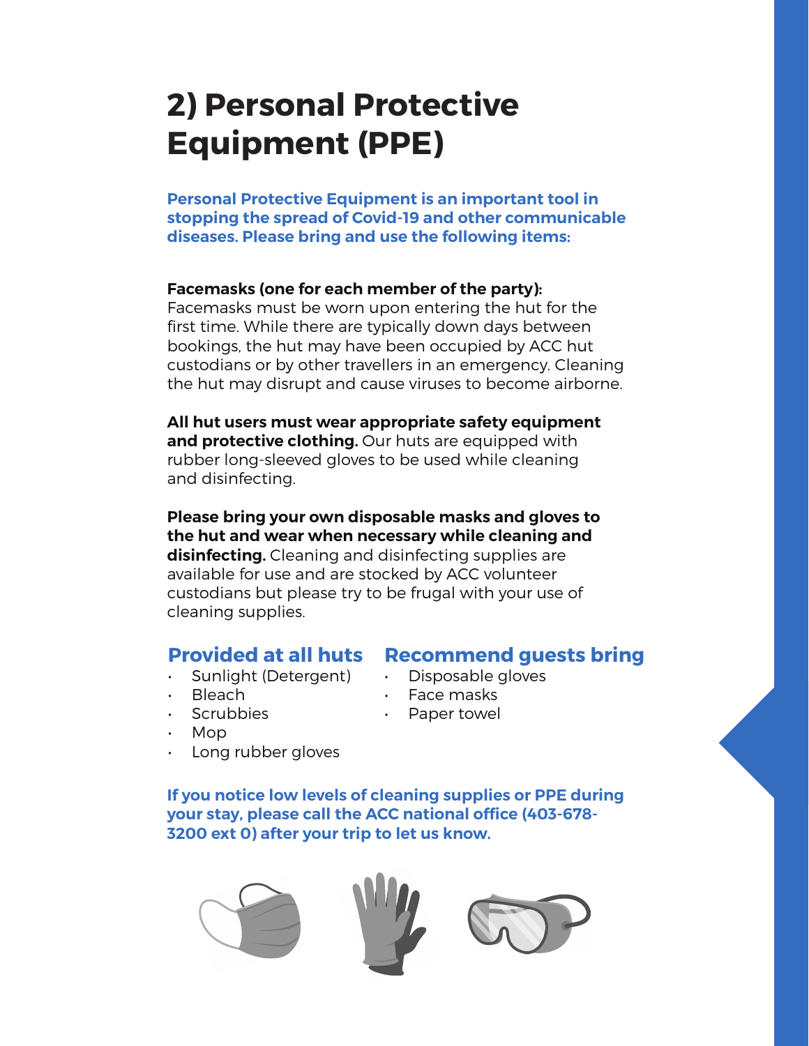# 2) Personal Protective Equipment (PPE)

**Personal Protective Equipment is an important tool in stopping the spread of Covid-19 and other communicable diseases. Please bring and use the following items:**

**Facemasks (one for each member of the party):**
Facemasks must be worn upon entering the hut for the first time. While there are typically down days between bookings, the hut may have been occupied by ACC hut custodians or by other travellers in an emergency. Cleaning the hut may disrupt and cause viruses to become airborne.

**All hut users must wear appropriate safety equipment and protective clothing.** Our huts are equipped with rubber long-sleeved gloves to be used while cleaning and disinfecting.

**Please bring your own disposable masks and gloves to the hut and wear when necessary while cleaning and disinfecting.** Cleaning and disinfecting supplies are available for use and are stocked by ACC volunteer custodians but please try to be frugal with your use of cleaning supplies.

## Provided at all huts

- Sunlight (Detergent)
- Bleach
- Scrubbies
- Mop
- Long rubber gloves

## Recommend guests bring

- Disposable gloves
- Face masks
- Paper towel

**If you notice low levels of cleaning supplies or PPE during your stay, please call the ACC national office (403-678-3200 ext 0) after your trip to let us know.**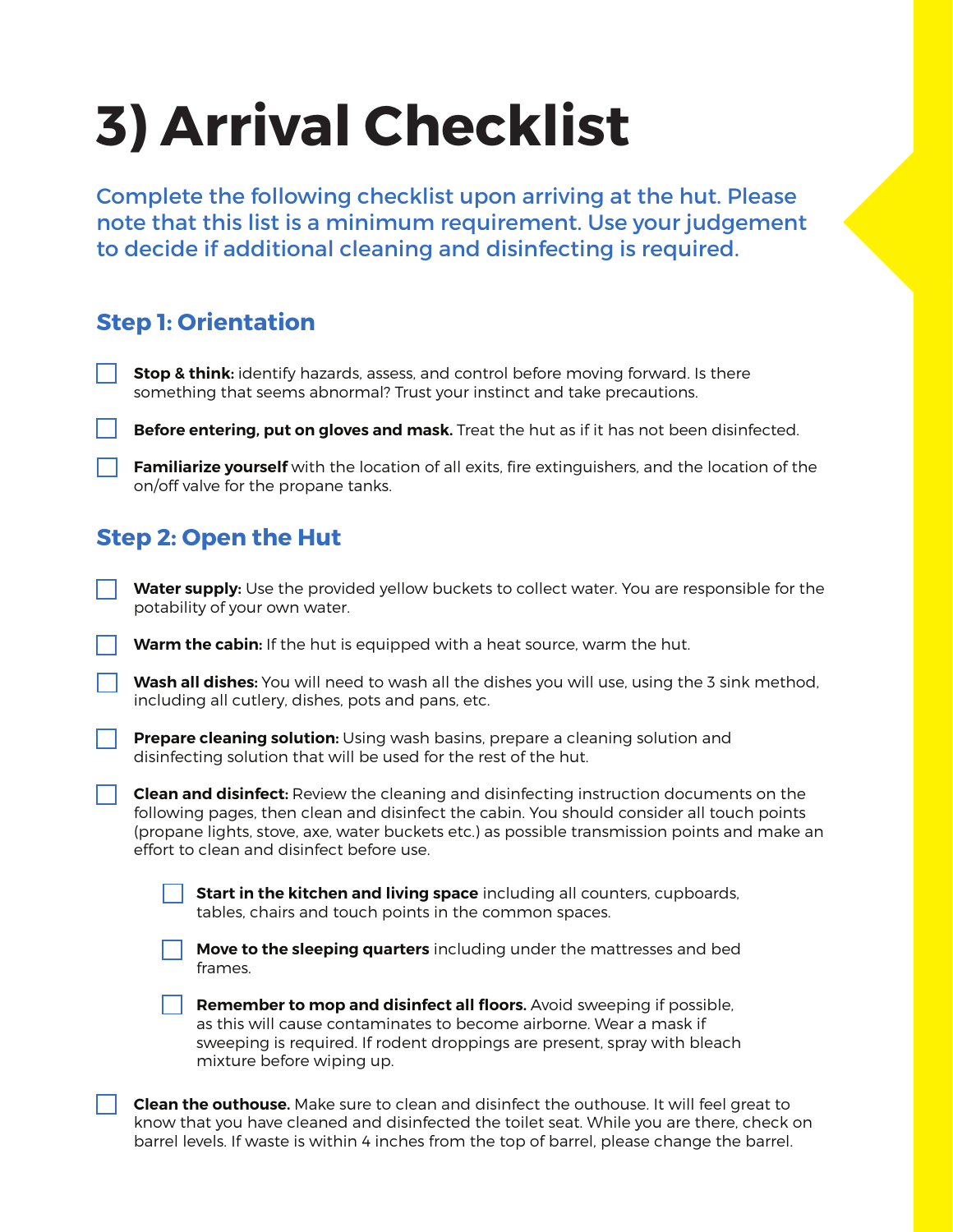# 3) Arrival Checklist

Complete the following checklist upon arriving at the hut. Please note that this list is a minimum requirement. Use your judgement to decide if additional cleaning and disinfecting is required.

## Step 1: Orientation

- [ ] **Stop & think:** identify hazards, assess, and control before moving forward. Is there something that seems abnormal? Trust your instinct and take precautions.
- [ ] **Before entering, put on gloves and mask.** Treat the hut as if it has not been disinfected.
- [ ] **Familiarize yourself** with the location of all exits, fire extinguishers, and the location of the on/off valve for the propane tanks.

## Step 2: Open the Hut

- [ ] **Water supply:** Use the provided yellow buckets to collect water. You are responsible for the potability of your own water.
- [ ] **Warm the cabin:** If the hut is equipped with a heat source, warm the hut.
- [ ] **Wash all dishes:** You will need to wash all the dishes you will use, using the 3 sink method, including all cutlery, dishes, pots and pans, etc.
- [ ] **Prepare cleaning solution:** Using wash basins, prepare a cleaning solution and disinfecting solution that will be used for the rest of the hut.
- [ ] **Clean and disinfect:** Review the cleaning and disinfecting instruction documents on the following pages, then clean and disinfect the cabin. You should consider all touch points (propane lights, stove, axe, water buckets etc.) as possible transmission points and make an effort to clean and disinfect before use.
    - [ ] **Start in the kitchen and living space** including all counters, cupboards, tables, chairs and touch points in the common spaces.
    - [ ] **Move to the sleeping quarters** including under the mattresses and bed frames.
    - [ ] **Remember to mop and disinfect all floors.** Avoid sweeping if possible, as this will cause contaminates to become airborne. Wear a mask if sweeping is required. If rodent droppings are present, spray with bleach mixture before wiping up.
- [ ] **Clean the outhouse.** Make sure to clean and disinfect the outhouse. It will feel great to know that you have cleaned and disinfected the toilet seat. While you are there, check on barrel levels. If waste is within 4 inches from the top of barrel, please change the barrel.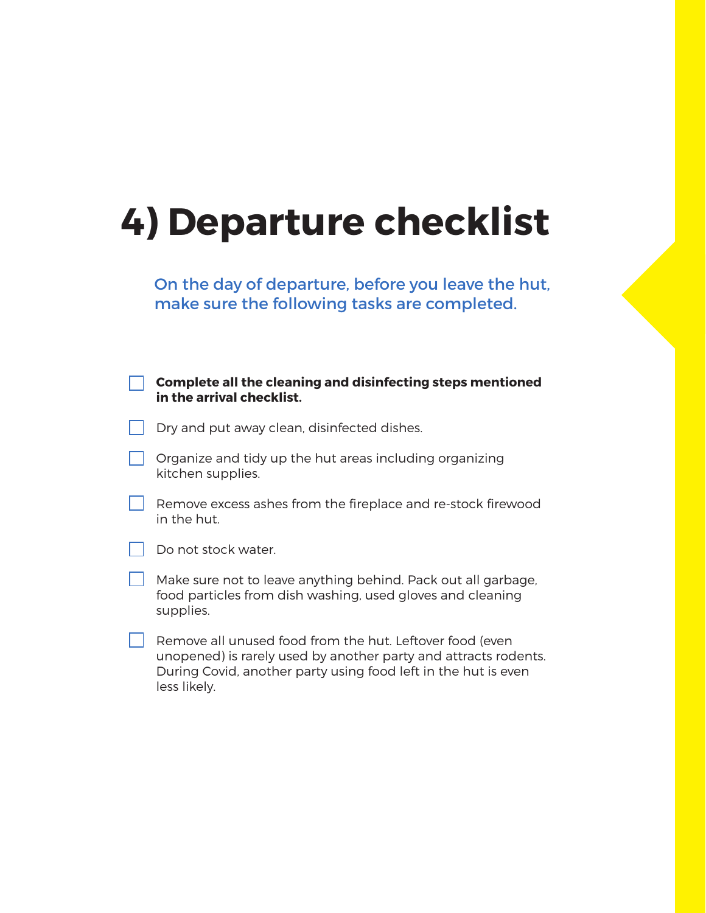# 4) Departure checklist

On the day of departure, before you leave the hut, make sure the following tasks are completed.

- [ ] **Complete all the cleaning and disinfecting steps mentioned in the arrival checklist.**
- [ ] Dry and put away clean, disinfected dishes.
- [ ] Organize and tidy up the hut areas including organizing kitchen supplies.
- [ ] Remove excess ashes from the fireplace and re-stock firewood in the hut.
- [ ] Do not stock water.
- [ ] Make sure not to leave anything behind. Pack out all garbage, food particles from dish washing, used gloves and cleaning supplies.
- [ ] Remove all unused food from the hut. Leftover food (even unopened) is rarely used by another party and attracts rodents. During Covid, another party using food left in the hut is even less likely.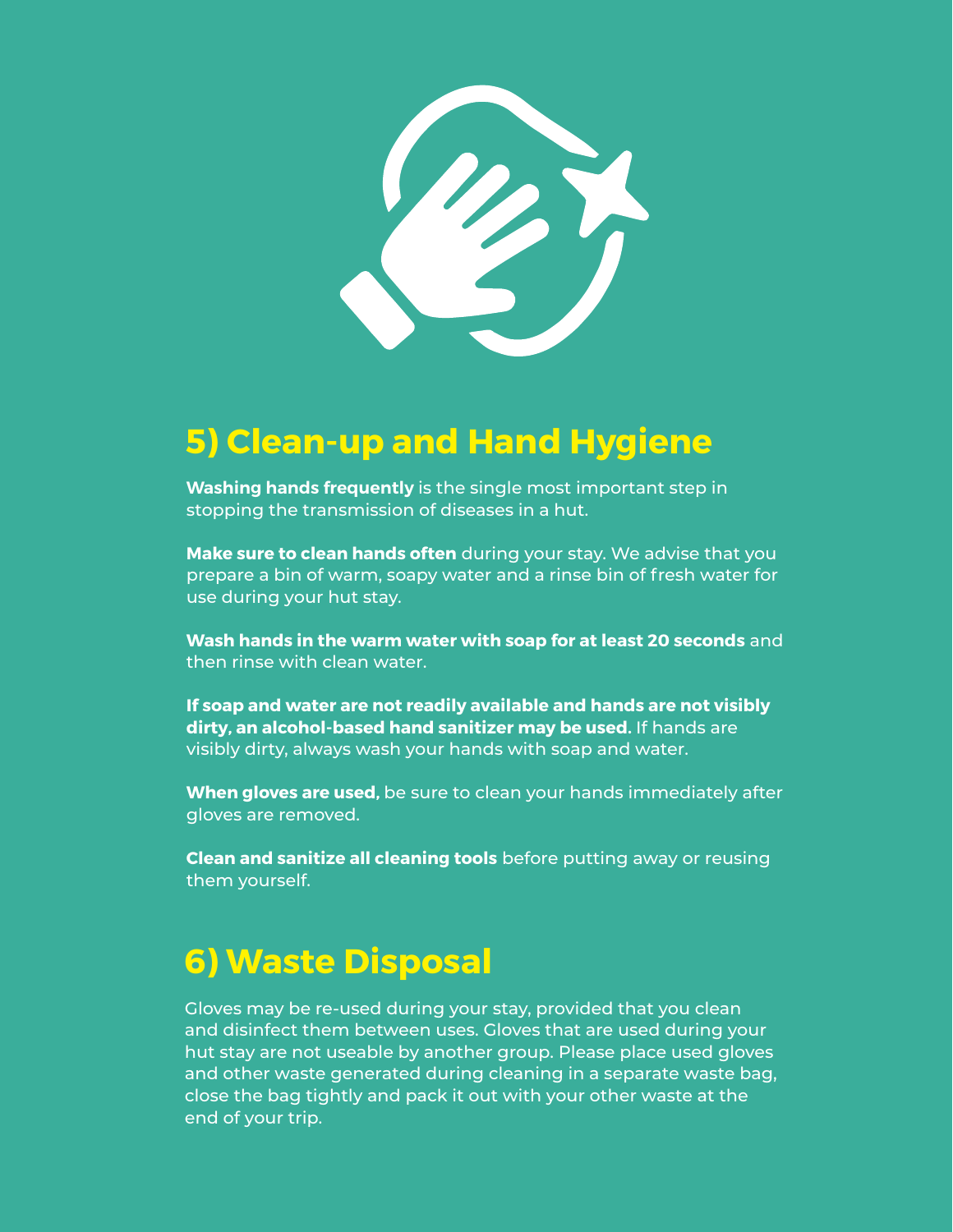## 5) Clean-up and Hand Hygiene

**Washing hands frequently** is the single most important step in stopping the transmission of diseases in a hut.

**Make sure to clean hands often** during your stay. We advise that you prepare a bin of warm, soapy water and a rinse bin of fresh water for use during your hut stay.

**Wash hands in the warm water with soap for at least 20 seconds** and then rinse with clean water.

**If soap and water are not readily available and hands are not visibly dirty, an alcohol-based hand sanitizer may be used.** If hands are visibly dirty, always wash your hands with soap and water.

**When gloves are used,** be sure to clean your hands immediately after gloves are removed.

**Clean and sanitize all cleaning tools** before putting away or reusing them yourself.

## 6) Waste Disposal

Gloves may be re-used during your stay, provided that you clean and disinfect them between uses. Gloves that are used during your hut stay are not useable by another group. Please place used gloves and other waste generated during cleaning in a separate waste bag, close the bag tightly and pack it out with your other waste at the end of your trip.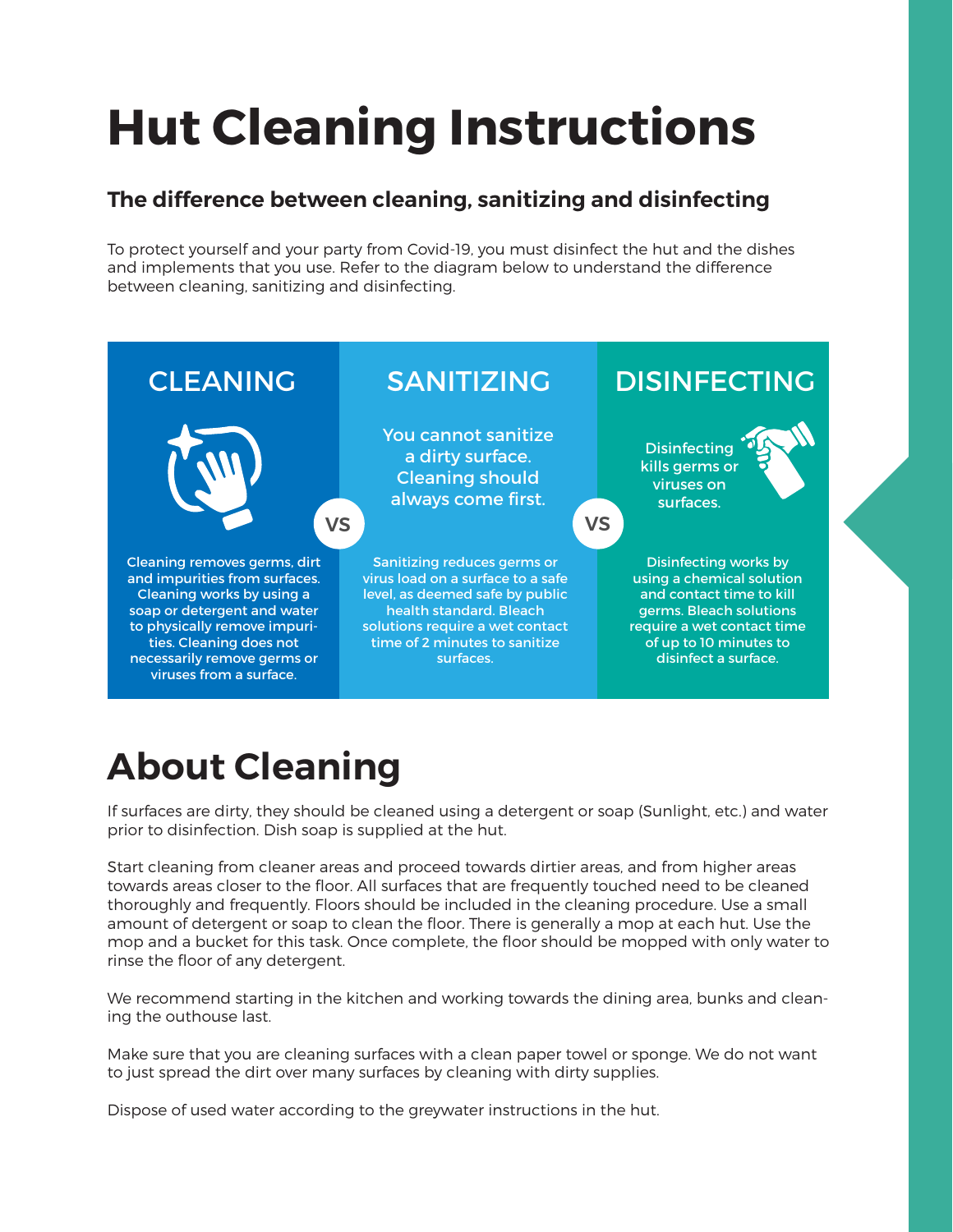# Hut Cleaning Instructions

### The difference between cleaning, sanitizing and disinfecting

To protect yourself and your party from Covid-19, you must disinfect the hut and the dishes and implements that you use. Refer to the diagram below to understand the difference between cleaning, sanitizing and disinfecting.

| CLEANING | SANITIZING | DISINFECTING |
| --- | --- | --- |
| Cleaning removes germs, dirt and impurities from surfaces. Cleaning works by using a soap or detergent and water to physically remove impurities. Cleaning does not necessarily remove germs or viruses from a surface. | You cannot sanitize a dirty surface. Cleaning should always come first. Sanitizing reduces germs or virus load on a surface to a safe level, as deemed safe by public health standard. Bleach solutions require a wet contact time of 2 minutes to sanitize surfaces. | Disinfecting kills germs or viruses on surfaces. Disinfecting works by using a chemical solution and contact time to kill germs. Bleach solutions require a wet contact time of up to 10 minutes to disinfect a surface. |

# About Cleaning

If surfaces are dirty, they should be cleaned using a detergent or soap (Sunlight, etc.) and water prior to disinfection. Dish soap is supplied at the hut.

Start cleaning from cleaner areas and proceed towards dirtier areas, and from higher areas towards areas closer to the floor. All surfaces that are frequently touched need to be cleaned thoroughly and frequently. Floors should be included in the cleaning procedure. Use a small amount of detergent or soap to clean the floor. There is generally a mop at each hut. Use the mop and a bucket for this task. Once complete, the floor should be mopped with only water to rinse the floor of any detergent.

We recommend starting in the kitchen and working towards the dining area, bunks and cleaning the outhouse last.

Make sure that you are cleaning surfaces with a clean paper towel or sponge. We do not want to just spread the dirt over many surfaces by cleaning with dirty supplies.

Dispose of used water according to the greywater instructions in the hut.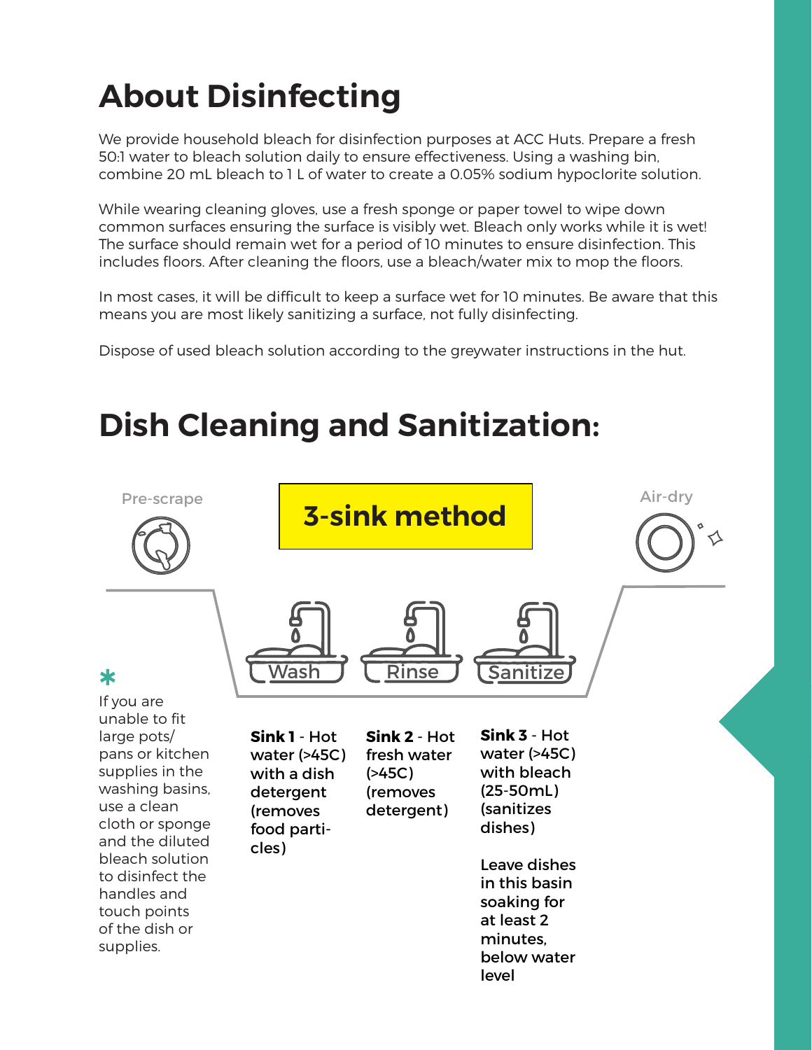# About Disinfecting

We provide household bleach for disinfection purposes at ACC Huts. Prepare a fresh 50:1 water to bleach solution daily to ensure effectiveness. Using a washing bin, combine 20 mL bleach to 1 L of water to create a 0.05% sodium hypoclorite solution.

While wearing cleaning gloves, use a fresh sponge or paper towel to wipe down common surfaces ensuring the surface is visibly wet. Bleach only works while it is wet! The surface should remain wet for a period of 10 minutes to ensure disinfection. This includes floors. After cleaning the floors, use a bleach/water mix to mop the floors.

In most cases, it will be difficult to keep a surface wet for 10 minutes. Be aware that this means you are most likely sanitizing a surface, not fully disinfecting.

Dispose of used bleach solution according to the greywater instructions in the hut.

# Dish Cleaning and Sanitization:

Pre-scrape

**3-sink method**

Air-dry

Wash

Rinse

Sanitize

**Sink 1** - Hot water (>45C) with a dish detergent (removes food particles)

**Sink 2** - Hot fresh water (>45C) (removes detergent)

**Sink 3** - Hot water (>45C) with bleach (25-50mL) (sanitizes dishes)

Leave dishes in this basin soaking for at least 2 minutes, below water level

*

If you are unable to fit large pots/pans or kitchen supplies in the washing basins, use a clean cloth or sponge and the diluted bleach solution to disinfect the handles and touch points of the dish or supplies.